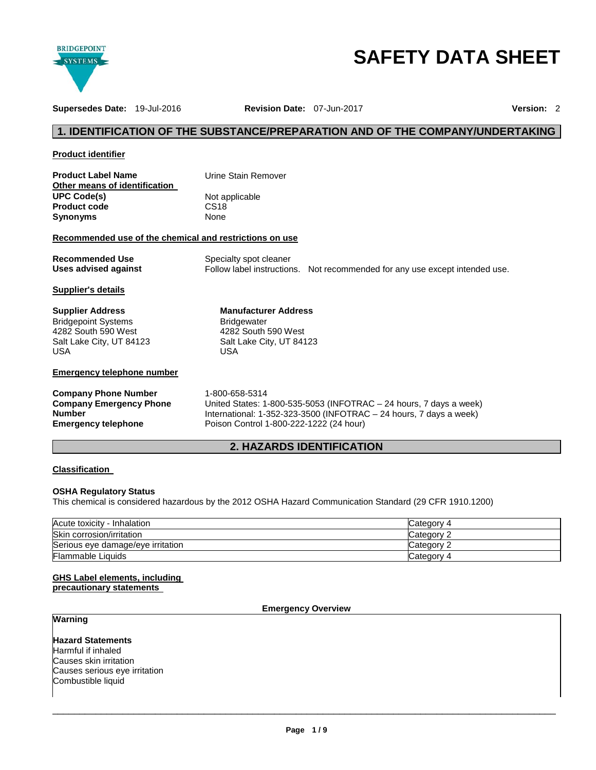# SAFETY DATA SHEET

**Supersedes Date:** 19-Jul-2016 **Revision Date:** 07-Jun-2017 **Version:** 2

## 1. IDENTIFICATION OF THE SUBSTANCE/PREPARATION AND OF THE COMPANY/UNDERTAKING

### Product identifier

**Product Label Name** Urine Stain Remover

**Other means of identification**

| | |
|---|---|
| **UPC Code(s)** | Not applicable |
| **Product code** | CS18 |
| **Synonyms** | None |

### Recommended use of the chemical and restrictions on use

| | |
|---|---|
| **Recommended Use** | Specialty spot cleaner |
| **Uses advised against** | Follow label instructions. Not recommended for any use except intended use. |

### Supplier's details

**Supplier Address**
Bridgepoint Systems
4282 South 590 West
Salt Lake City, UT 84123
USA

**Manufacturer Address**
Bridgewater
4282 South 590 West
Salt Lake City, UT 84123
USA

### Emergency telephone number

| | |
|---|---|
| **Company Phone Number** | 1-800-658-5314 |
| **Company Emergency Phone Number** | United States: 1-800-535-5053 (INFOTRAC – 24 hours, 7 days a week)<br>International: 1-352-323-3500 (INFOTRAC – 24 hours, 7 days a week) |
| **Emergency telephone** | Poison Control 1-800-222-1222 (24 hour) |

## 2. HAZARDS IDENTIFICATION

### Classification

**OSHA Regulatory Status**
This chemical is considered hazardous by the 2012 OSHA Hazard Communication Standard (29 CFR 1910.1200)

| | |
|---|---|
| Acute toxicity - Inhalation | Category 4 |
| Skin corrosion/irritation | Category 2 |
| Serious eye damage/eye irritation | Category 2 |
| Flammable Liquids | Category 4 |

### GHS Label elements, including precautionary statements

**Emergency Overview**

**Warning**

**Hazard Statements**
Harmful if inhaled
Causes skin irritation
Causes serious eye irritation
Combustible liquid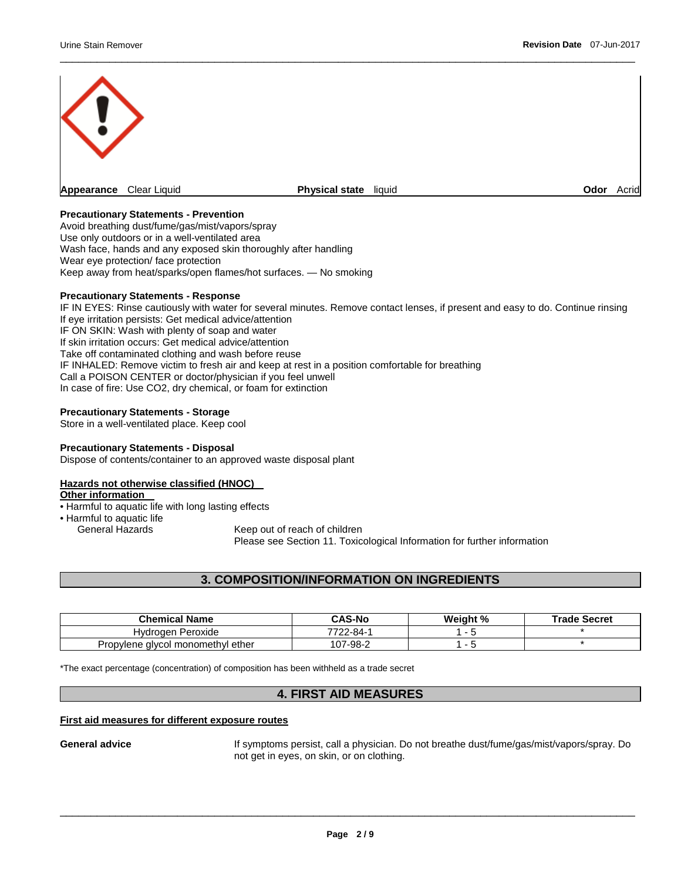**Appearance** Clear Liquid **Physical state** liquid **Odor** Acrid

**Precautionary Statements - Prevention**

Avoid breathing dust/fume/gas/mist/vapors/spray
Use only outdoors or in a well-ventilated area
Wash face, hands and any exposed skin thoroughly after handling
Wear eye protection/ face protection
Keep away from heat/sparks/open flames/hot surfaces. — No smoking

**Precautionary Statements - Response**

IF IN EYES: Rinse cautiously with water for several minutes. Remove contact lenses, if present and easy to do. Continue rinsing
If eye irritation persists: Get medical advice/attention
IF ON SKIN: Wash with plenty of soap and water
If skin irritation occurs: Get medical advice/attention
Take off contaminated clothing and wash before reuse
IF INHALED: Remove victim to fresh air and keep at rest in a position comfortable for breathing
Call a POISON CENTER or doctor/physician if you feel unwell
In case of fire: Use CO2, dry chemical, or foam for extinction

**Precautionary Statements - Storage**

Store in a well-ventilated place. Keep cool

**Precautionary Statements - Disposal**

Dispose of contents/container to an approved waste disposal plant

**Hazards not otherwise classified (HNOC)**

**Other information**

- Harmful to aquatic life with long lasting effects
- Harmful to aquatic life

General Hazards    Keep out of reach of children
Please see Section 11. Toxicological Information for further information

## 3. COMPOSITION/INFORMATION ON INGREDIENTS

| Chemical Name | CAS-No | Weight % | Trade Secret |
|---|---|---|---|
| Hydrogen Peroxide | 7722-84-1 | 1 - 5 | * |
| Propylene glycol monomethyl ether | 107-98-2 | 1 - 5 | * |

*The exact percentage (concentration) of composition has been withheld as a trade secret

## 4. FIRST AID MEASURES

**First aid measures for different exposure routes**

**General advice** If symptoms persist, call a physician. Do not breathe dust/fume/gas/mist/vapors/spray. Do not get in eyes, on skin, or on clothing.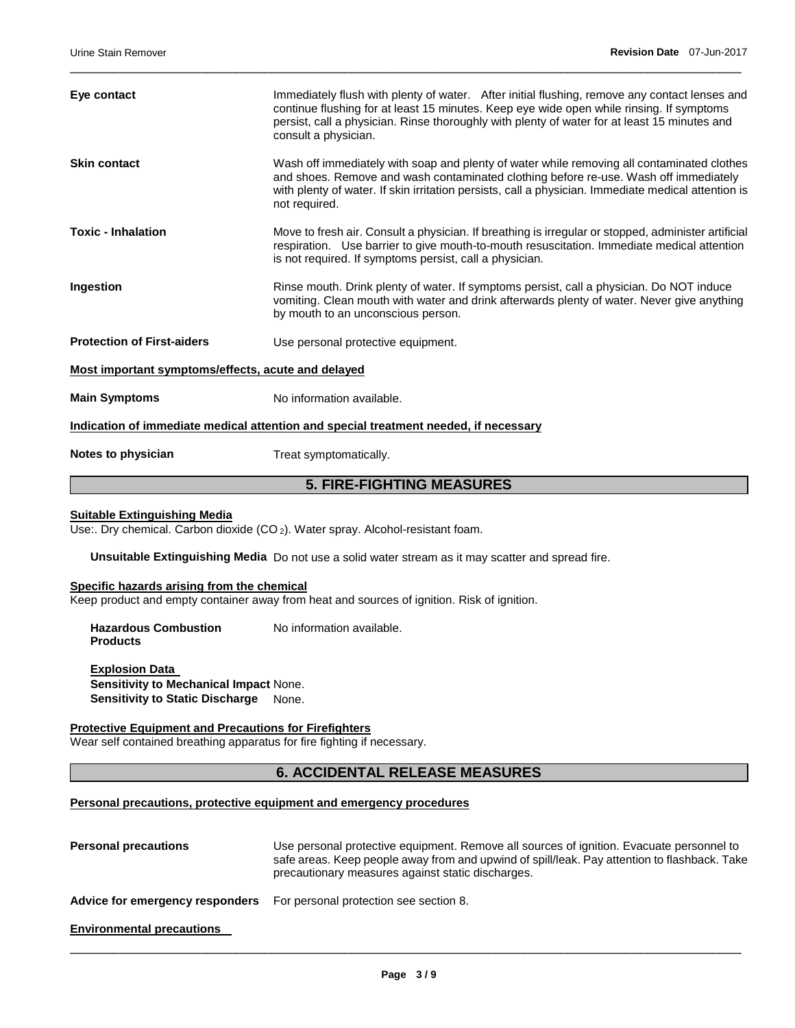**Eye contact** Immediately flush with plenty of water. After initial flushing, remove any contact lenses and continue flushing for at least 15 minutes. Keep eye wide open while rinsing. If symptoms persist, call a physician. Rinse thoroughly with plenty of water for at least 15 minutes and consult a physician.

**Skin contact** Wash off immediately with soap and plenty of water while removing all contaminated clothes and shoes. Remove and wash contaminated clothing before re-use. Wash off immediately with plenty of water. If skin irritation persists, call a physician. Immediate medical attention is not required.

**Toxic - Inhalation** Move to fresh air. Consult a physician. If breathing is irregular or stopped, administer artificial respiration. Use barrier to give mouth-to-mouth resuscitation. Immediate medical attention is not required. If symptoms persist, call a physician.

**Ingestion** Rinse mouth. Drink plenty of water. If symptoms persist, call a physician. Do NOT induce vomiting. Clean mouth with water and drink afterwards plenty of water. Never give anything by mouth to an unconscious person.

**Protection of First-aiders** Use personal protective equipment.

**Most important symptoms/effects, acute and delayed**

**Main Symptoms** No information available.

**Indication of immediate medical attention and special treatment needed, if necessary**

**Notes to physician** Treat symptomatically.

## 5. FIRE-FIGHTING MEASURES

**Suitable Extinguishing Media**

Use:. Dry chemical. Carbon dioxide ($CO_2$). Water spray. Alcohol-resistant foam.

**Unsuitable Extinguishing Media** Do not use a solid water stream as it may scatter and spread fire.

**Specific hazards arising from the chemical**

Keep product and empty container away from heat and sources of ignition. Risk of ignition.

**Hazardous Combustion Products** No information available.

**Explosion Data**

**Sensitivity to Mechanical Impact** None.

**Sensitivity to Static Discharge** None.

**Protective Equipment and Precautions for Firefighters**

Wear self contained breathing apparatus for fire fighting if necessary.

## 6. ACCIDENTAL RELEASE MEASURES

**Personal precautions, protective equipment and emergency procedures**

**Personal precautions** Use personal protective equipment. Remove all sources of ignition. Evacuate personnel to safe areas. Keep people away from and upwind of spill/leak. Pay attention to flashback. Take precautionary measures against static discharges.

**Advice for emergency responders** For personal protection see section 8.

**Environmental precautions**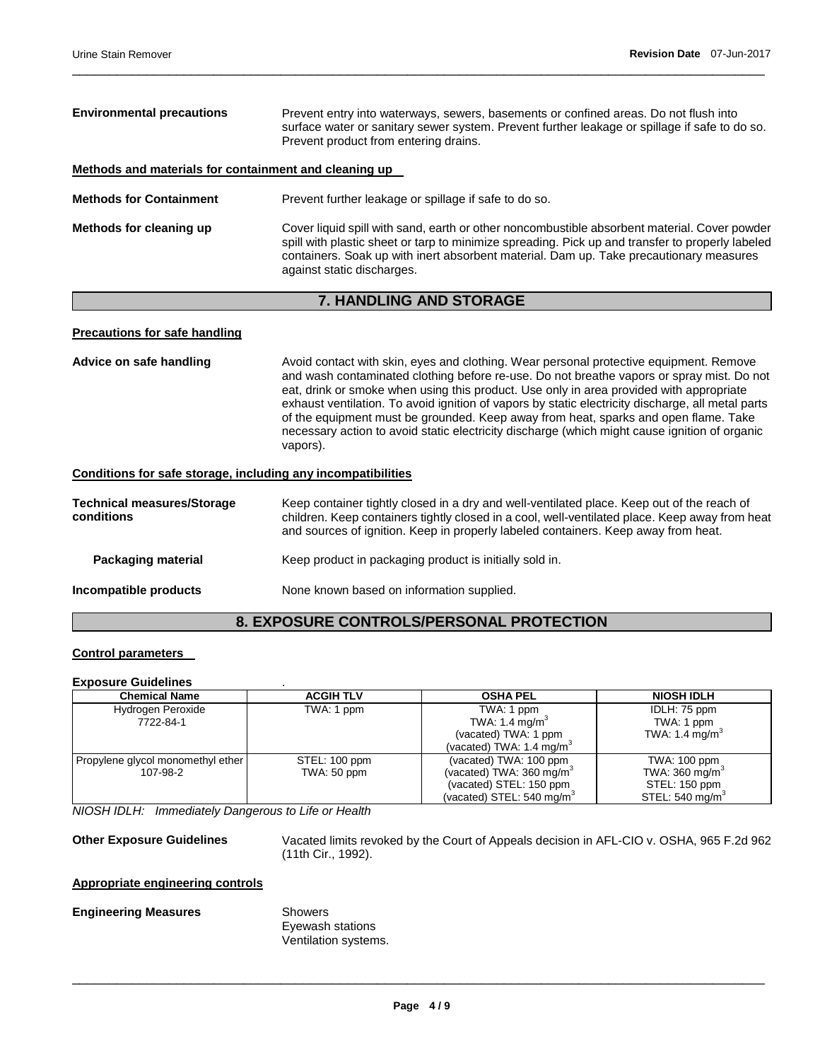**Environmental precautions** Prevent entry into waterways, sewers, basements or confined areas. Do not flush into surface water or sanitary sewer system. Prevent further leakage or spillage if safe to do so. Prevent product from entering drains.

**Methods and materials for containment and cleaning up**

**Methods for Containment** Prevent further leakage or spillage if safe to do so.

**Methods for cleaning up** Cover liquid spill with sand, earth or other noncombustible absorbent material. Cover powder spill with plastic sheet or tarp to minimize spreading. Pick up and transfer to properly labeled containers. Soak up with inert absorbent material. Dam up. Take precautionary measures against static discharges.

## 7. HANDLING AND STORAGE

**Precautions for safe handling**

**Advice on safe handling** Avoid contact with skin, eyes and clothing. Wear personal protective equipment. Remove and wash contaminated clothing before re-use. Do not breathe vapors or spray mist. Do not eat, drink or smoke when using this product. Use only in area provided with appropriate exhaust ventilation. To avoid ignition of vapors by static electricity discharge, all metal parts of the equipment must be grounded. Keep away from heat, sparks and open flame. Take necessary action to avoid static electricity discharge (which might cause ignition of organic vapors).

**Conditions for safe storage, including any incompatibilities**

**Technical measures/Storage conditions** Keep container tightly closed in a dry and well-ventilated place. Keep out of the reach of children. Keep containers tightly closed in a cool, well-ventilated place. Keep away from heat and sources of ignition. Keep in properly labeled containers. Keep away from heat.

**Packaging material** Keep product in packaging product is initially sold in.

**Incompatible products** None known based on information supplied.

## 8. EXPOSURE CONTROLS/PERSONAL PROTECTION

**Control parameters**

**Exposure Guidelines** .

| Chemical Name | ACGIH TLV | OSHA PEL | NIOSH IDLH |
|---|---|---|---|
| Hydrogen Peroxide 7722-84-1 | TWA: 1 ppm | TWA: 1 ppm TWA: 1.4 mg/m$^3$ (vacated) TWA: 1 ppm (vacated) TWA: 1.4 mg/m$^3$ | IDLH: 75 ppm TWA: 1 ppm TWA: 1.4 mg/m$^3$ |
| Propylene glycol monomethyl ether 107-98-2 | STEL: 100 ppm TWA: 50 ppm | (vacated) TWA: 100 ppm (vacated) TWA: 360 mg/m$^3$ (vacated) STEL: 150 ppm (vacated) STEL: 540 mg/m$^3$ | TWA: 100 ppm TWA: 360 mg/m$^3$ STEL: 150 ppm STEL: 540 mg/m$^3$ |

*NIOSH IDLH: Immediately Dangerous to Life or Health*

**Other Exposure Guidelines** Vacated limits revoked by the Court of Appeals decision in AFL-CIO v. OSHA, 965 F.2d 962 (11th Cir., 1992).

**Appropriate engineering controls**

**Engineering Measures** Showers
Eyewash stations
Ventilation systems.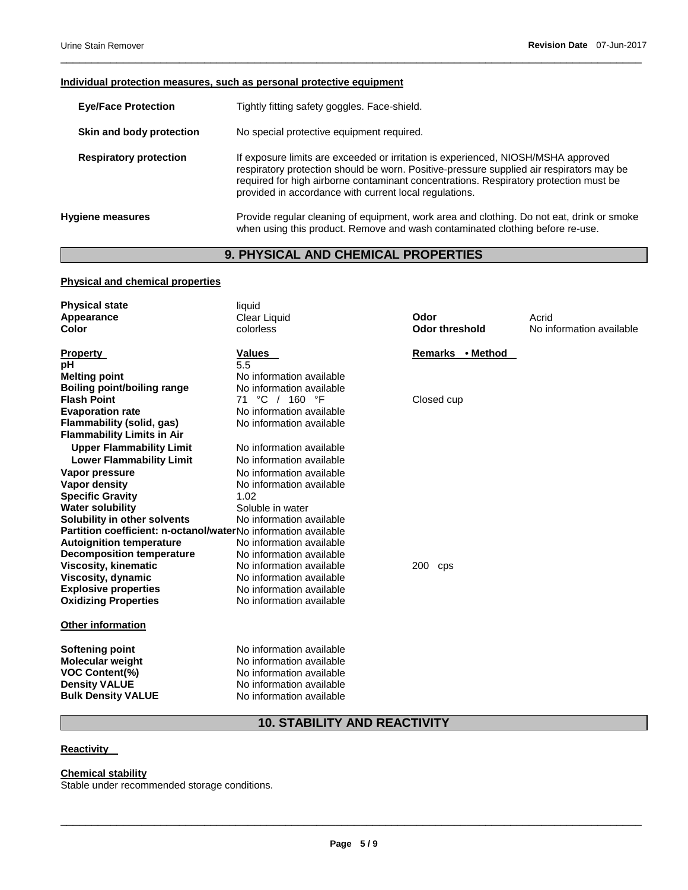#### Individual protection measures, such as personal protective equipment

| | |
|---|---|
| **Eye/Face Protection** | Tightly fitting safety goggles. Face-shield. |
| **Skin and body protection** | No special protective equipment required. |
| **Respiratory protection** | If exposure limits are exceeded or irritation is experienced, NIOSH/MSHA approved respiratory protection should be worn. Positive-pressure supplied air respirators may be required for high airborne contaminant concentrations. Respiratory protection must be provided in accordance with current local regulations. |

**Hygiene measures** Provide regular cleaning of equipment, work area and clothing. Do not eat, drink or smoke when using this product. Remove and wash contaminated clothing before re-use.

## 9. PHYSICAL AND CHEMICAL PROPERTIES

#### Physical and chemical properties

| | | | |
|---|---|---|---|
| **Physical state** | liquid | | |
| **Appearance** | Clear Liquid | **Odor** | Acrid |
| **Color** | colorless | **Odor threshold** | No information available |

| Property | Values | Remarks • Method |
|---|---|---|
| **pH** | 5.5 | |
| **Melting point** | No information available | |
| **Boiling point/boiling range** | No information available | |
| **Flash Point** | 71 °C / 160 °F | Closed cup |
| **Evaporation rate** | No information available | |
| **Flammability (solid, gas)** | No information available | |
| **Flammability Limits in Air** | | |
| **Upper Flammability Limit** | No information available | |
| **Lower Flammability Limit** | No information available | |
| **Vapor pressure** | No information available | |
| **Vapor density** | No information available | |
| **Specific Gravity** | 1.02 | |
| **Water solubility** | Soluble in water | |
| **Solubility in other solvents** | No information available | |
| **Partition coefficient: n-octanol/water** | No information available | |
| **Autoignition temperature** | No information available | |
| **Decomposition temperature** | No information available | |
| **Viscosity, kinematic** | No information available | 200 cps |
| **Viscosity, dynamic** | No information available | |
| **Explosive properties** | No information available | |
| **Oxidizing Properties** | No information available | |

#### Other information

| | |
|---|---|
| **Softening point** | No information available |
| **Molecular weight** | No information available |
| **VOC Content(%)** | No information available |
| **Density VALUE** | No information available |
| **Bulk Density VALUE** | No information available |

## 10. STABILITY AND REACTIVITY

#### Reactivity

#### Chemical stability

Stable under recommended storage conditions.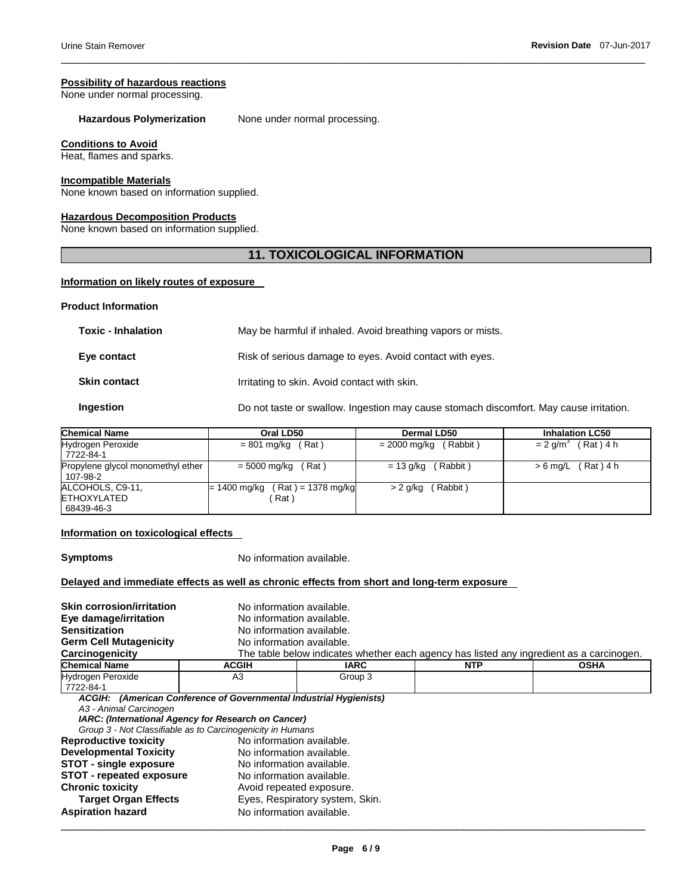#### Possibility of hazardous reactions
None under normal processing.

**Hazardous Polymerization** None under normal processing.

#### Conditions to Avoid
Heat, flames and sparks.

#### Incompatible Materials
None known based on information supplied.

#### Hazardous Decomposition Products
None known based on information supplied.

## 11. TOXICOLOGICAL INFORMATION

#### Information on likely routes of exposure

**Product Information**

**Toxic - Inhalation** May be harmful if inhaled. Avoid breathing vapors or mists.

**Eye contact** Risk of serious damage to eyes. Avoid contact with eyes.

**Skin contact** Irritating to skin. Avoid contact with skin.

**Ingestion** Do not taste or swallow. Ingestion may cause stomach discomfort. May cause irritation.

| Chemical Name | Oral LD50 | Dermal LD50 | Inhalation LC50 |
|---|---|---|---|
| Hydrogen Peroxide 7722-84-1 | = 801 mg/kg ( Rat ) | = 2000 mg/kg ( Rabbit ) | = 2 g/m$^3$ ( Rat ) 4 h |
| Propylene glycol monomethyl ether 107-98-2 | = 5000 mg/kg ( Rat ) | = 13 g/kg ( Rabbit ) | > 6 mg/L ( Rat ) 4 h |
| ALCOHOLS, C9-11, ETHOXYLATED 68439-46-3 | = 1400 mg/kg ( Rat ) = 1378 mg/kg ( Rat ) | > 2 g/kg ( Rabbit ) | |

#### Information on toxicological effects

**Symptoms** No information available.

#### Delayed and immediate effects as well as chronic effects from short and long-term exposure

**Skin corrosion/irritation** No information available.
**Eye damage/irritation** No information available.
**Sensitization** No information available.
**Germ Cell Mutagenicity** No information available.
**Carcinogenicity** The table below indicates whether each agency has listed any ingredient as a carcinogen.

| Chemical Name | ACGIH | IARC | NTP | OSHA |
|---|---|---|---|---|
| Hydrogen Peroxide 7722-84-1 | A3 | Group 3 | | |

***ACGIH: (American Conference of Governmental Industrial Hygienists)***
*A3 - Animal Carcinogen*
***IARC: (International Agency for Research on Cancer)***
*Group 3 - Not Classifiable as to Carcinogenicity in Humans*

**Reproductive toxicity** No information available.
**Developmental Toxicity** No information available.
**STOT - single exposure** No information available.
**STOT - repeated exposure** No information available.
**Chronic toxicity** Avoid repeated exposure.
**Target Organ Effects** Eyes, Respiratory system, Skin.
**Aspiration hazard** No information available.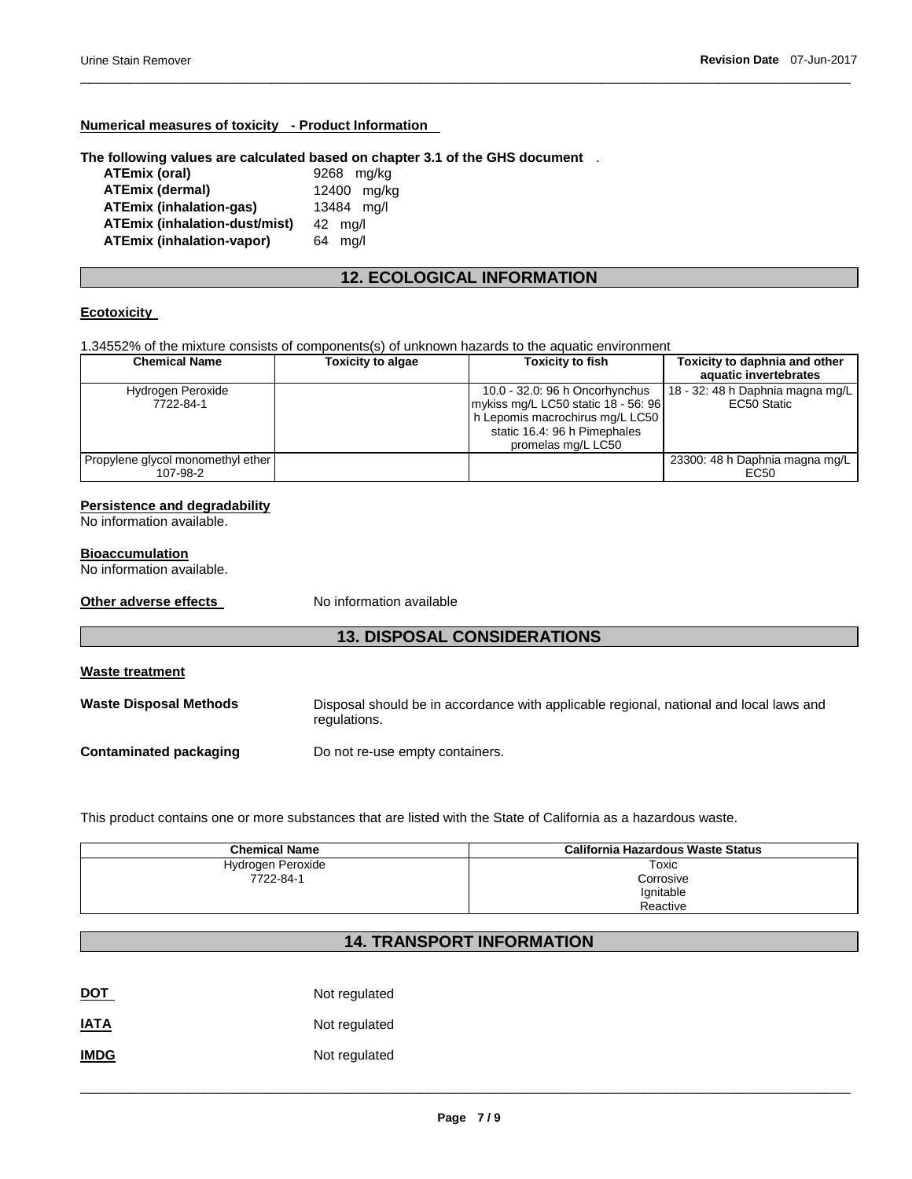**Numerical measures of toxicity - Product Information**

**The following values are calculated based on chapter 3.1 of the GHS document** .

| | |
|---|---|
| **ATEmix (oral)** | 9268 mg/kg |
| **ATEmix (dermal)** | 12400 mg/kg |
| **ATEmix (inhalation-gas)** | 13484 mg/l |
| **ATEmix (inhalation-dust/mist)** | 42 mg/l |
| **ATEmix (inhalation-vapor)** | 64 mg/l |

## 12. ECOLOGICAL INFORMATION

**Ecotoxicity**

1.34552% of the mixture consists of components(s) of unknown hazards to the aquatic environment

| Chemical Name | Toxicity to algae | Toxicity to fish | Toxicity to daphnia and other aquatic invertebrates |
|---|---|---|---|
| Hydrogen Peroxide 7722-84-1 | | 10.0 - 32.0: 96 h Oncorhynchus mykiss mg/L LC50 static 18 - 56: 96 h Lepomis macrochirus mg/L LC50 static 16.4: 96 h Pimephales promelas mg/L LC50 | 18 - 32: 48 h Daphnia magna mg/L EC50 Static |
| Propylene glycol monomethyl ether 107-98-2 | | | 23300: 48 h Daphnia magna mg/L EC50 |

**Persistence and degradability**
No information available.

**Bioaccumulation**
No information available.

**Other adverse effects** No information available

## 13. DISPOSAL CONSIDERATIONS

**Waste treatment**

**Waste Disposal Methods** Disposal should be in accordance with applicable regional, national and local laws and regulations.

**Contaminated packaging** Do not re-use empty containers.

This product contains one or more substances that are listed with the State of California as a hazardous waste.

| Chemical Name | California Hazardous Waste Status |
|---|---|
| Hydrogen Peroxide 7722-84-1 | Toxic Corrosive Ignitable Reactive |

## 14. TRANSPORT INFORMATION

**DOT** Not regulated

**IATA** Not regulated

**IMDG** Not regulated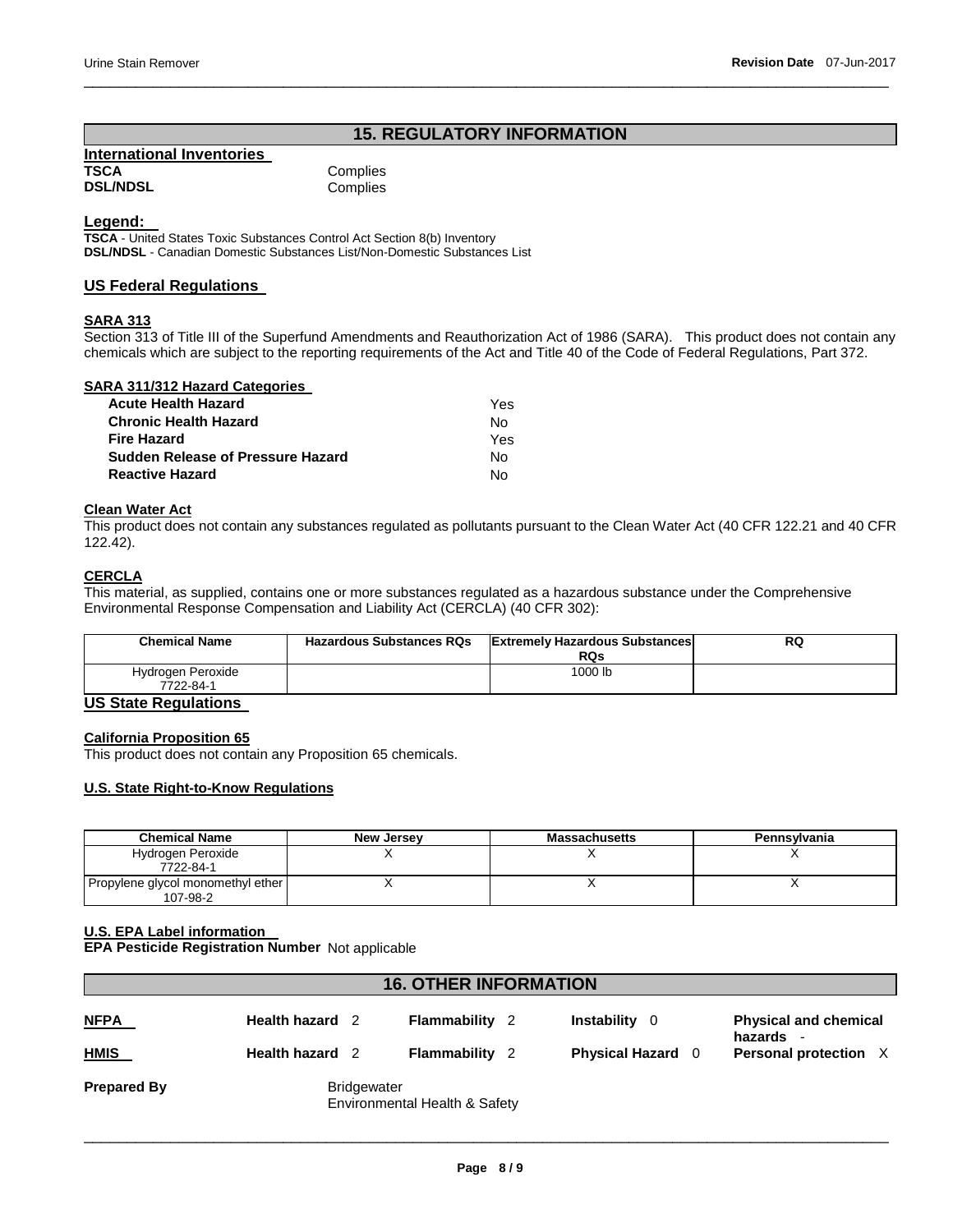## 15. REGULATORY INFORMATION

**International Inventories**

| | |
|---|---|
| **TSCA** | Complies |
| **DSL/NDSL** | Complies |

**Legend:**

**TSCA** - United States Toxic Substances Control Act Section 8(b) Inventory
**DSL/NDSL** - Canadian Domestic Substances List/Non-Domestic Substances List

### US Federal Regulations

**SARA 313**

Section 313 of Title III of the Superfund Amendments and Reauthorization Act of 1986 (SARA). This product does not contain any chemicals which are subject to the reporting requirements of the Act and Title 40 of the Code of Federal Regulations, Part 372.

**SARA 311/312 Hazard Categories**

| | |
|---|---|
| **Acute Health Hazard** | Yes |
| **Chronic Health Hazard** | No |
| **Fire Hazard** | Yes |
| **Sudden Release of Pressure Hazard** | No |
| **Reactive Hazard** | No |

**Clean Water Act**

This product does not contain any substances regulated as pollutants pursuant to the Clean Water Act (40 CFR 122.21 and 40 CFR 122.42).

**CERCLA**

This material, as supplied, contains one or more substances regulated as a hazardous substance under the Comprehensive Environmental Response Compensation and Liability Act (CERCLA) (40 CFR 302):

| Chemical Name | Hazardous Substances RQs | Extremely Hazardous Substances RQs | RQ |
|---|---|---|---|
| Hydrogen Peroxide 7722-84-1 | | 1000 lb | |

### US State Regulations

**California Proposition 65**

This product does not contain any Proposition 65 chemicals.

**U.S. State Right-to-Know Regulations**

| Chemical Name | New Jersey | Massachusetts | Pennsylvania |
|---|---|---|---|
| Hydrogen Peroxide 7722-84-1 | X | X | X |
| Propylene glycol monomethyl ether 107-98-2 | X | X | X |

**U.S. EPA Label information**

**EPA Pesticide Registration Number** Not applicable

## 16. OTHER INFORMATION

| | | | | |
|---|---|---|---|---|
| **NFPA** | **Health hazard** 2 | **Flammability** 2 | **Instability** 0 | **Physical and chemical hazards** - |
| **HMIS** | **Health hazard** 2 | **Flammability** 2 | **Physical Hazard** 0 | **Personal protection** X |

**Prepared By** Bridgewater
Environmental Health & Safety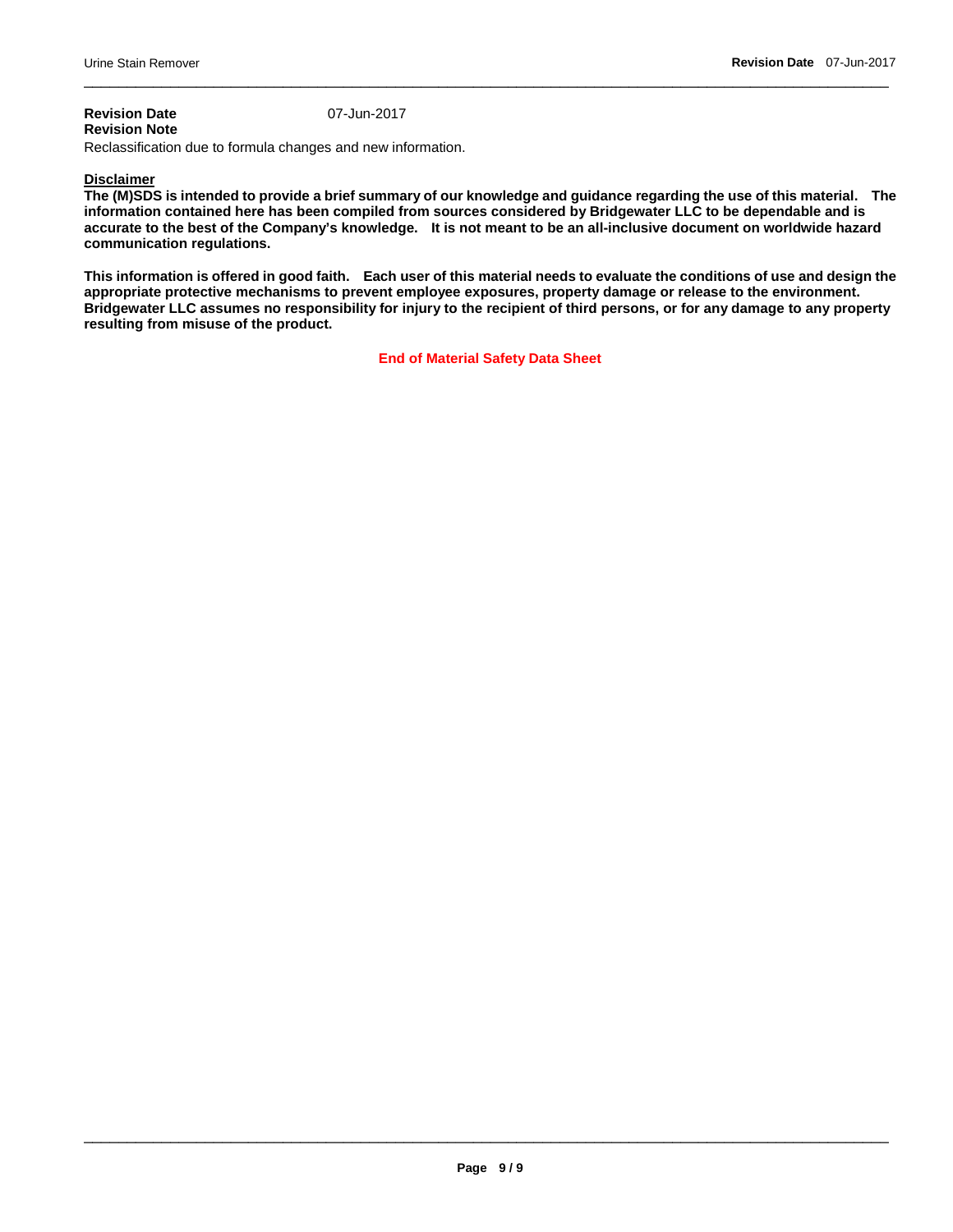**Revision Date** 07-Jun-2017

**Revision Note**

Reclassification due to formula changes and new information.

**Disclaimer**

**The (M)SDS is intended to provide a brief summary of our knowledge and guidance regarding the use of this material. The information contained here has been compiled from sources considered by Bridgewater LLC to be dependable and is accurate to the best of the Company's knowledge. It is not meant to be an all-inclusive document on worldwide hazard communication regulations.**

**This information is offered in good faith. Each user of this material needs to evaluate the conditions of use and design the appropriate protective mechanisms to prevent employee exposures, property damage or release to the environment. Bridgewater LLC assumes no responsibility for injury to the recipient of third persons, or for any damage to any property resulting from misuse of the product.**

**End of Material Safety Data Sheet**